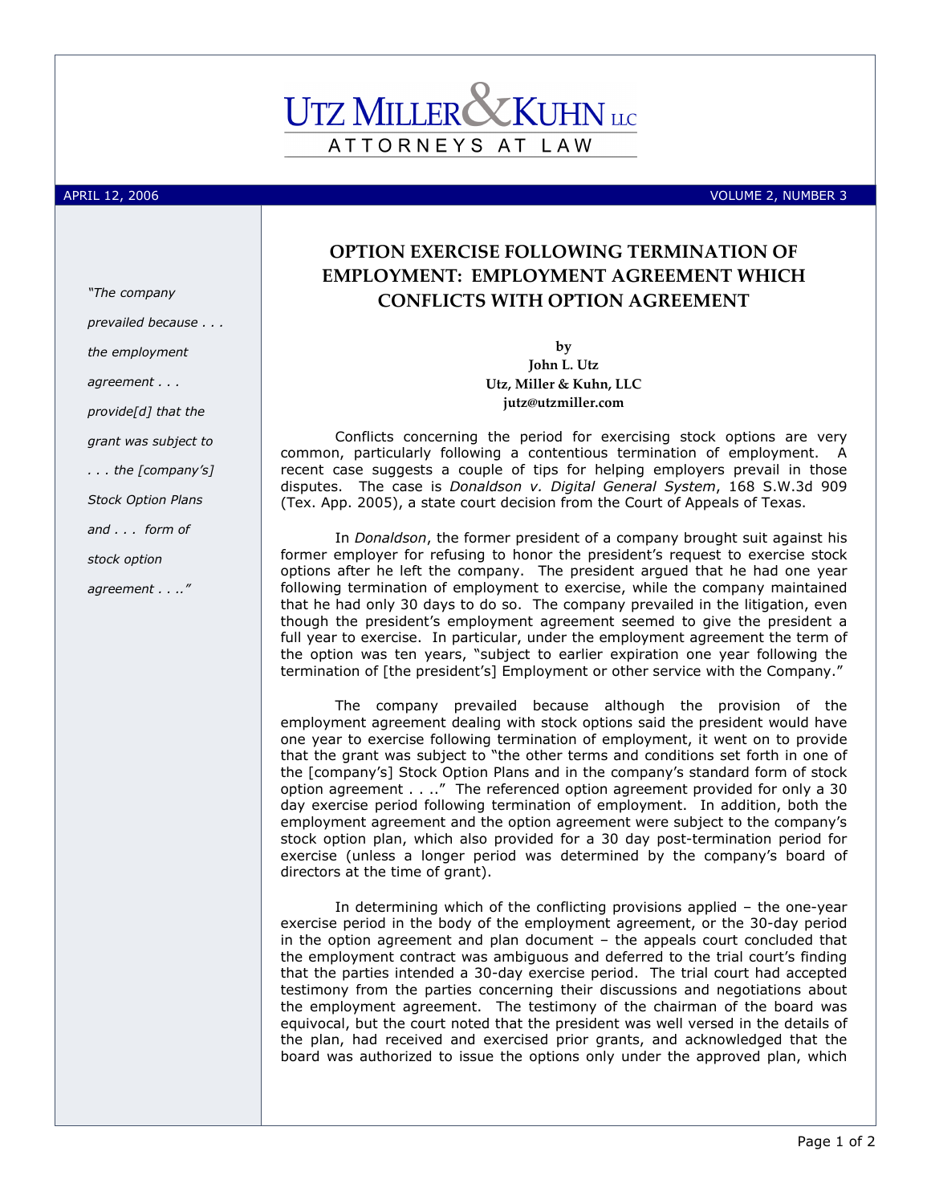# UTZ MILLER & KUHN LLC

ATTORNEYS AT LAW

APRIL 12, 2006 VOLUME 2, NUMBER 3

*"The company prevailed because . . . the employment agreement . . . provide[d] that the grant was subject to . . . the [company's] Stock Option Plans and . . . form of stock option agreement . . . ."*

## OPTION EXERCISE FOLLOWING TERMINATION OF EMPLOYMENT: EMPLOYMENT AGREEMENT WHICH CONFLICTS WITH OPTION AGREEMENT

**by**
**John L. Utz**
**Utz, Miller & Kuhn, LLC**
**jutz@utzmiller.com**

Conflicts concerning the period for exercising stock options are very common, particularly following a contentious termination of employment. A recent case suggests a couple of tips for helping employers prevail in those disputes. The case is *Donaldson v. Digital General System*, 168 S.W.3d 909 (Tex. App. 2005), a state court decision from the Court of Appeals of Texas.

In *Donaldson*, the former president of a company brought suit against his former employer for refusing to honor the president's request to exercise stock options after he left the company. The president argued that he had one year following termination of employment to exercise, while the company maintained that he had only 30 days to do so. The company prevailed in the litigation, even though the president's employment agreement seemed to give the president a full year to exercise. In particular, under the employment agreement the term of the option was ten years, "subject to earlier expiration one year following the termination of [the president's] Employment or other service with the Company."

The company prevailed because although the provision of the employment agreement dealing with stock options said the president would have one year to exercise following termination of employment, it went on to provide that the grant was subject to "the other terms and conditions set forth in one of the [company's] Stock Option Plans and in the company's standard form of stock option agreement . . . ." The referenced option agreement provided for only a 30 day exercise period following termination of employment. In addition, both the employment agreement and the option agreement were subject to the company's stock option plan, which also provided for a 30 day post-termination period for exercise (unless a longer period was determined by the company's board of directors at the time of grant).

In determining which of the conflicting provisions applied – the one-year exercise period in the body of the employment agreement, or the 30-day period in the option agreement and plan document – the appeals court concluded that the employment contract was ambiguous and deferred to the trial court's finding that the parties intended a 30-day exercise period. The trial court had accepted testimony from the parties concerning their discussions and negotiations about the employment agreement. The testimony of the chairman of the board was equivocal, but the court noted that the president was well versed in the details of the plan, had received and exercised prior grants, and acknowledged that the board was authorized to issue the options only under the approved plan, which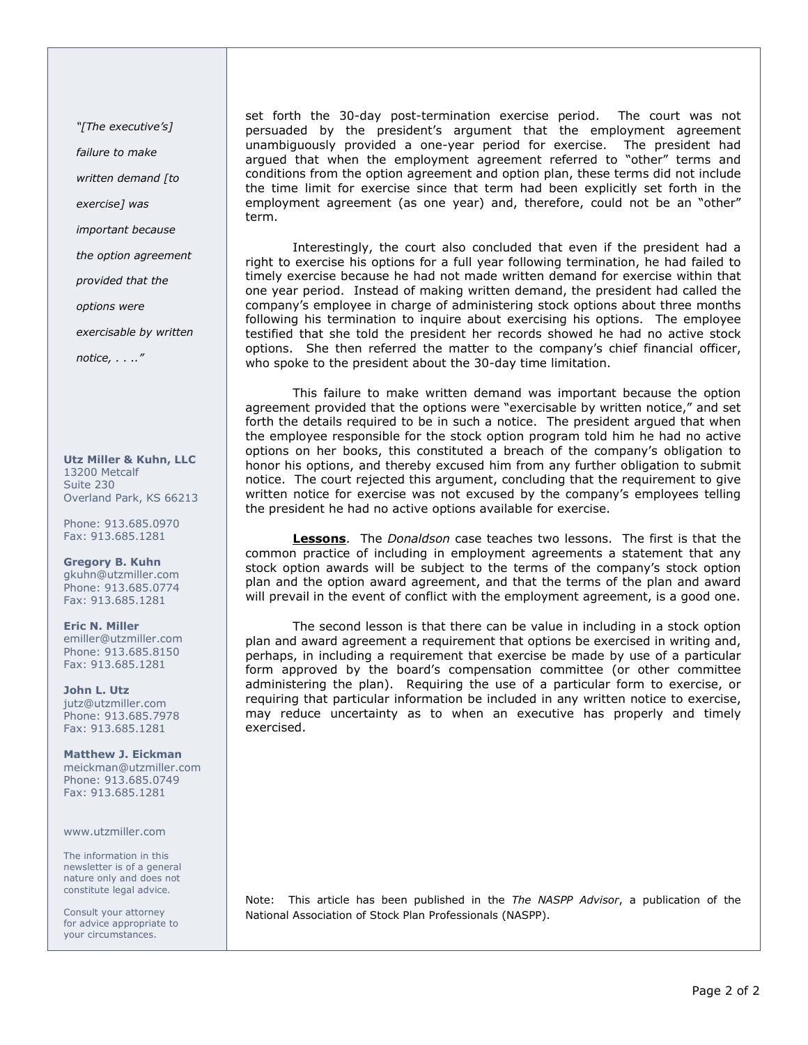*"[The executive's] failure to make written demand [to exercise] was important because the option agreement provided that the options were exercisable by written notice, . . .."*

**Utz Miller & Kuhn, LLC**
13200 Metcalf
Suite 230
Overland Park, KS 66213

Phone: 913.685.0970
Fax: 913.685.1281

**Gregory B. Kuhn**
gkuhn@utzmiller.com
Phone: 913.685.0774
Fax: 913.685.1281

**Eric N. Miller**
emiller@utzmiller.com
Phone: 913.685.8150
Fax: 913.685.1281

**John L. Utz**
jutz@utzmiller.com
Phone: 913.685.7978
Fax: 913.685.1281

**Matthew J. Eickman**
meickman@utzmiller.com
Phone: 913.685.0749
Fax: 913.685.1281

www.utzmiller.com

The information in this newsletter is of a general nature only and does not constitute legal advice.

Consult your attorney for advice appropriate to your circumstances.

set forth the 30-day post-termination exercise period. The court was not persuaded by the president's argument that the employment agreement unambiguously provided a one-year period for exercise. The president had argued that when the employment agreement referred to "other" terms and conditions from the option agreement and option plan, these terms did not include the time limit for exercise since that term had been explicitly set forth in the employment agreement (as one year) and, therefore, could not be an "other" term.

Interestingly, the court also concluded that even if the president had a right to exercise his options for a full year following termination, he had failed to timely exercise because he had not made written demand for exercise within that one year period. Instead of making written demand, the president had called the company's employee in charge of administering stock options about three months following his termination to inquire about exercising his options. The employee testified that she told the president her records showed he had no active stock options. She then referred the matter to the company's chief financial officer, who spoke to the president about the 30-day time limitation.

This failure to make written demand was important because the option agreement provided that the options were "exercisable by written notice," and set forth the details required to be in such a notice. The president argued that when the employee responsible for the stock option program told him he had no active options on her books, this constituted a breach of the company's obligation to honor his options, and thereby excused him from any further obligation to submit notice. The court rejected this argument, concluding that the requirement to give written notice for exercise was not excused by the company's employees telling the president he had no active options available for exercise.

**Lessons**. The *Donaldson* case teaches two lessons. The first is that the common practice of including in employment agreements a statement that any stock option awards will be subject to the terms of the company's stock option plan and the option award agreement, and that the terms of the plan and award will prevail in the event of conflict with the employment agreement, is a good one.

The second lesson is that there can be value in including in a stock option plan and award agreement a requirement that options be exercised in writing and, perhaps, in including a requirement that exercise be made by use of a particular form approved by the board's compensation committee (or other committee administering the plan). Requiring the use of a particular form to exercise, or requiring that particular information be included in any written notice to exercise, may reduce uncertainty as to when an executive has properly and timely exercised.

Note: This article has been published in the *The NASPP Advisor*, a publication of the National Association of Stock Plan Professionals (NASPP).